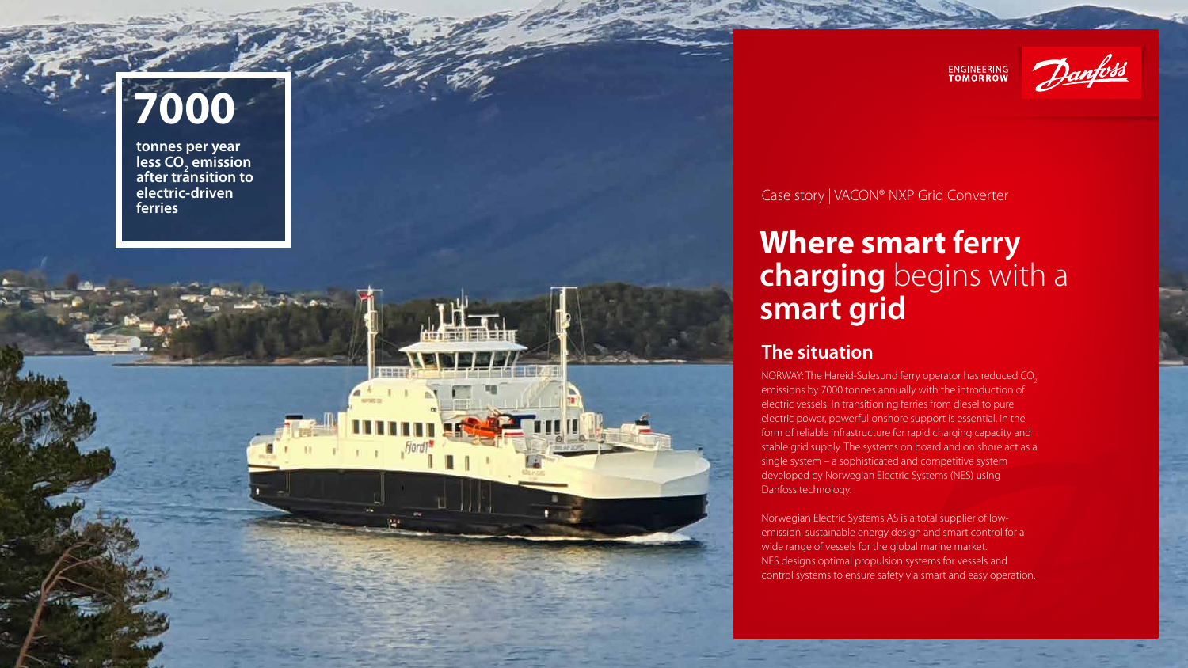# 7000

**tonnes per year less $CO_2$ emission after transition to electric-driven ferries**

ENGINEERING TOMORROW

Danfoss

Case story | VACON® NXP Grid Converter

# **Where smart ferry charging** begins with a **smart grid**

## The situation

NORWAY: The Hareid-Sulesund ferry operator has reduced $CO_2$ emissions by 7000 tonnes annually with the introduction of electric vessels. In transitioning ferries from diesel to pure electric power, powerful onshore support is essential, in the form of reliable infrastructure for rapid charging capacity and stable grid supply. The systems on board and on shore act as a single system – a sophisticated and competitive system developed by Norwegian Electric Systems (NES) using Danfoss technology.

Norwegian Electric Systems AS is a total supplier of low-emission, sustainable energy design and smart control for a wide range of vessels for the global marine market. NES designs optimal propulsion systems for vessels and control systems to ensure safety via smart and easy operation.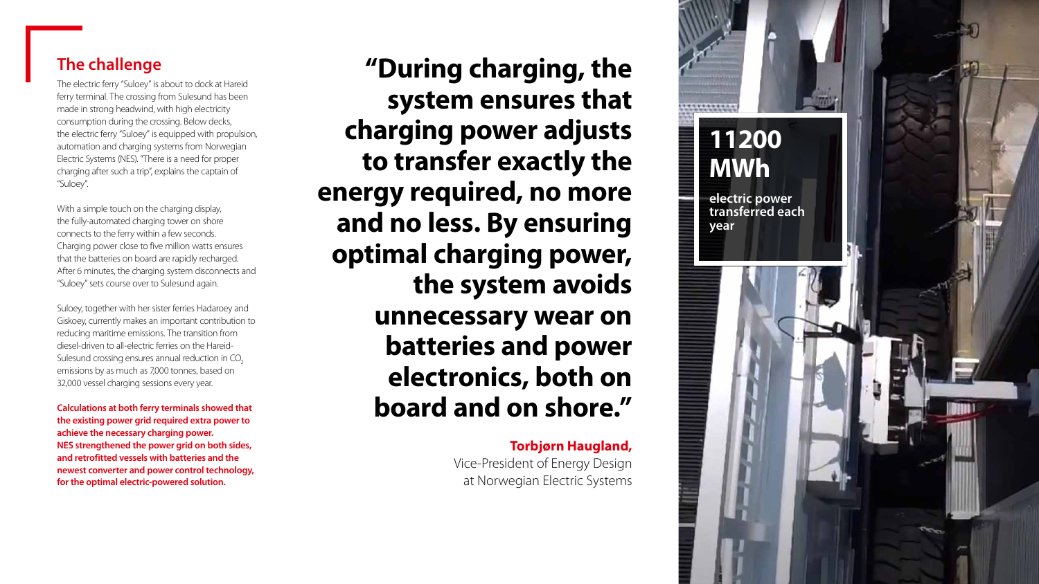## The challenge

The electric ferry "Suloey" is about to dock at Hareid ferry terminal. The crossing from Sulesund has been made in strong headwind, with high electricity consumption during the crossing. Below decks, the electric ferry "Suloey" is equipped with propulsion, automation and charging systems from Norwegian Electric Systems (NES). "There is a need for proper charging after such a trip", explains the captain of "Suloey".

With a simple touch on the charging display, the fully-automated charging tower on shore connects to the ferry within a few seconds. Charging power close to five million watts ensures that the batteries on board are rapidly recharged. After 6 minutes, the charging system disconnects and "Suloey" sets course over to Sulesund again.

Suloey, together with her sister ferries Hadaroey and Giskoey, currently makes an important contribution to reducing maritime emissions. The transition from diesel-driven to all-electric ferries on the Hareid-Sulesund crossing ensures annual reduction in $CO_2$ emissions by as much as 7,000 tonnes, based on 32,000 vessel charging sessions every year.

**Calculations at both ferry terminals showed that the existing power grid required extra power to achieve the necessary charging power. NES strengthened the power grid on both sides, and retrofitted vessels with batteries and the newest converter and power control technology, for the optimal electric-powered solution.**

**"During charging, the system ensures that charging power adjusts to transfer exactly the energy required, no more and no less. By ensuring optimal charging power, the system avoids unnecessary wear on batteries and power electronics, both on board and on shore."**

**Torbjørn Haugland,**
Vice-President of Energy Design at Norwegian Electric Systems

**11200 MWh**

**electric power transferred each year**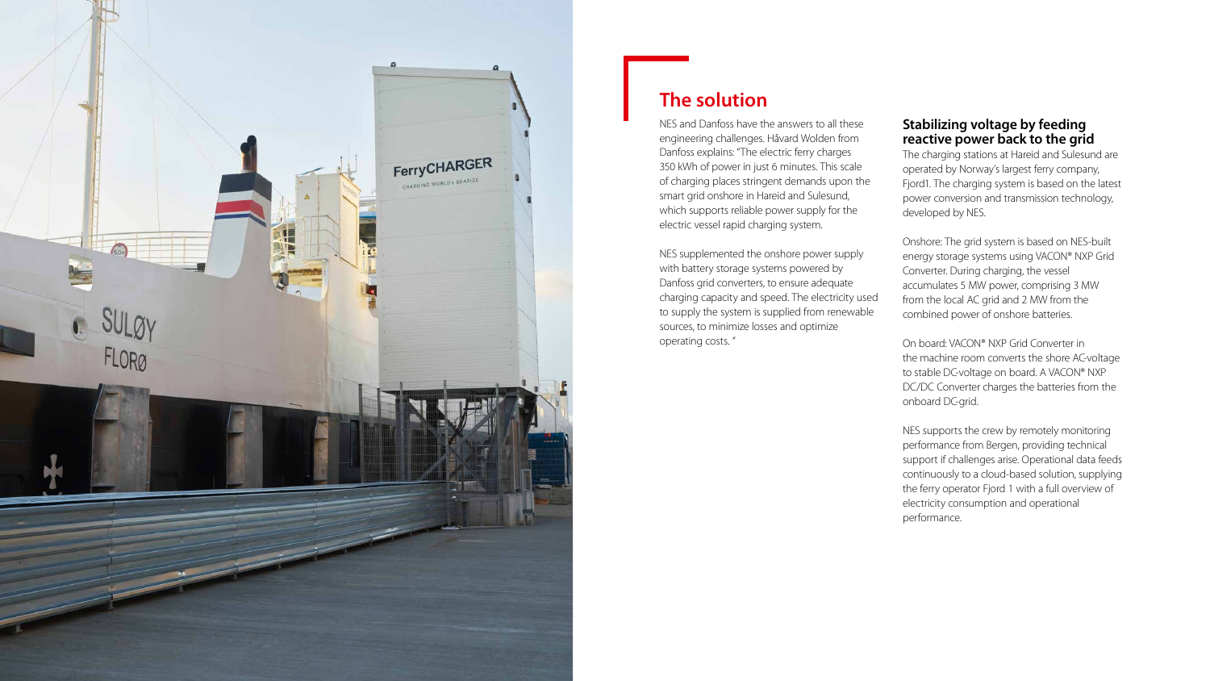## The solution

NES and Danfoss have the answers to all these engineering challenges. Håvard Wolden from Danfoss explains: "The electric ferry charges 350 kWh of power in just 6 minutes. This scale of charging places stringent demands upon the smart grid onshore in Hareid and Sulesund, which supports reliable power supply for the electric vessel rapid charging system.

NES supplemented the onshore power supply with battery storage systems powered by Danfoss grid converters, to ensure adequate charging capacity and speed. The electricity used to supply the system is supplied from renewable sources, to minimize losses and optimize operating costs. "

### Stabilizing voltage by feeding reactive power back to the grid

The charging stations at Hareid and Sulesund are operated by Norway's largest ferry company, Fjord1. The charging system is based on the latest power conversion and transmission technology, developed by NES.

Onshore: The grid system is based on NES-built energy storage systems using VACON® NXP Grid Converter. During charging, the vessel accumulates 5 MW power, comprising 3 MW from the local AC grid and 2 MW from the combined power of onshore batteries.

On board: VACON® NXP Grid Converter in the machine room converts the shore AC-voltage to stable DC-voltage on board. A VACON® NXP DC/DC Converter charges the batteries from the onboard DC-grid.

NES supports the crew by remotely monitoring performance from Bergen, providing technical support if challenges arise. Operational data feeds continuously to a cloud-based solution, supplying the ferry operator Fjord 1 with a full overview of electricity consumption and operational performance.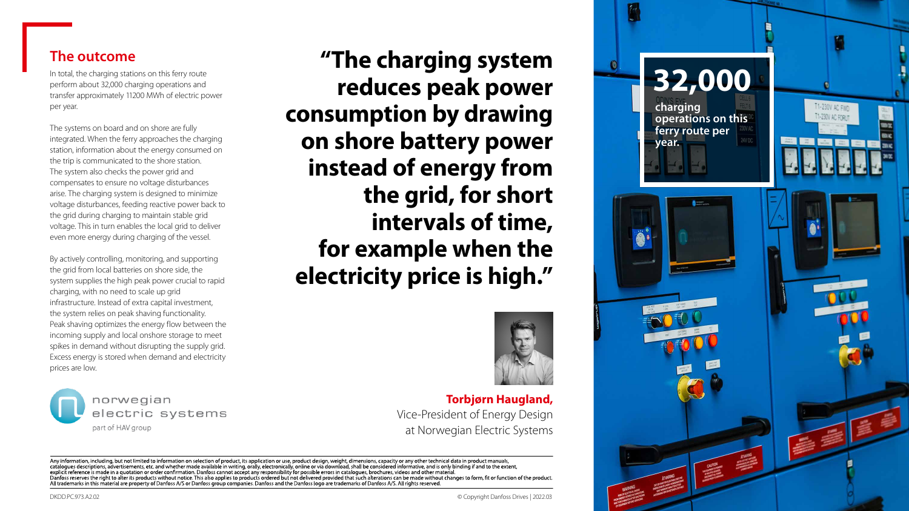## The outcome

In total, the charging stations on this ferry route perform about 32,000 charging operations and transfer approximately 11200 MWh of electric power per year.

The systems on board and on shore are fully integrated. When the ferry approaches the charging station, information about the energy consumed on the trip is communicated to the shore station. The system also checks the power grid and compensates to ensure no voltage disturbances arise. The charging system is designed to minimize voltage disturbances, feeding reactive power back to the grid during charging to maintain stable grid voltage. This in turn enables the local grid to deliver even more energy during charging of the vessel.

By actively controlling, monitoring, and supporting the grid from local batteries on shore side, the system supplies the high peak power crucial to rapid charging, with no need to scale up grid infrastructure. Instead of extra capital investment, the system relies on peak shaving functionality. Peak shaving optimizes the energy flow between the incoming supply and local onshore storage to meet spikes in demand without disrupting the supply grid. Excess energy is stored when demand and electricity prices are low.

norwegian electric systems
part of HAV group

**"The charging system reduces peak power consumption by drawing on shore battery power instead of energy from the grid, for short intervals of time, for example when the electricity price is high."**

**Torbjørn Haugland,**
Vice-President of Energy Design at Norwegian Electric Systems

**32,000**
**charging operations on this ferry route per year.**

Any information, including, but not limited to information on selection of product, its application or use, product design, weight, dimensions, capacity or any other technical data in product manuals, catalogues descriptions, advertisements, etc. and whether made available in writing, orally, electronically, online or via download, shall be considered informative, and is only binding if and to the extent, explicit reference is made in a quotation or order confirmation. Danfoss cannot accept any responsibility for possible errors in catalogues, brochures, videos and other material. Danfoss reserves the right to alter its products without notice. This also applies to products ordered but not delivered provided that such alterations can be made without changes to form, fit or function of the product. All trademarks in this material are property of Danfoss A/S or Danfoss group companies. Danfoss and the Danfoss logo are trademarks of Danfoss A/S. All rights reserved.

DKDD.PC.973.A2.02

© Copyright Danfoss Drives | 2022.03